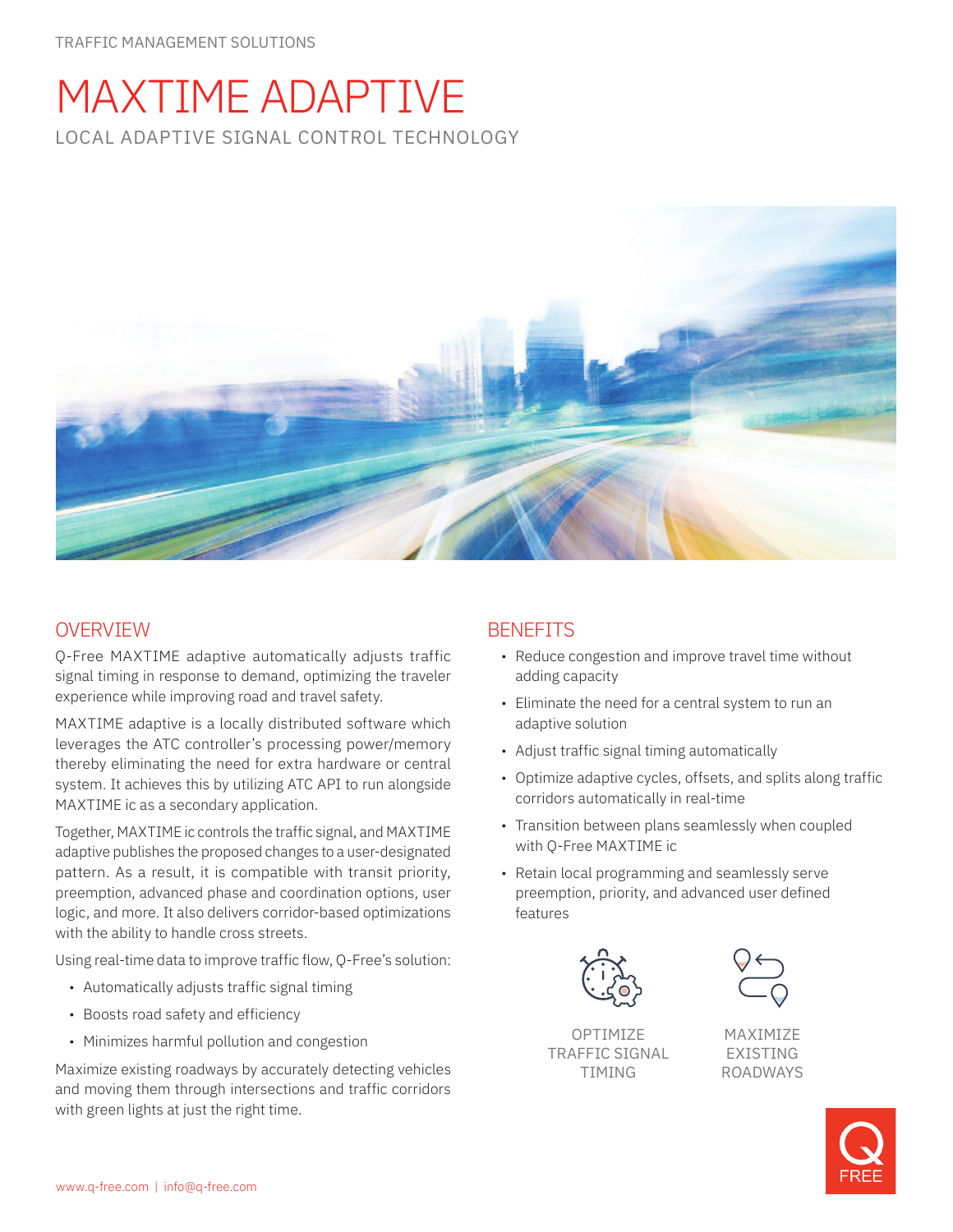TRAFFIC MANAGEMENT SOLUTIONS

# MAXTIME ADAPTIVE

LOCAL ADAPTIVE SIGNAL CONTROL TECHNOLOGY

## OVERVIEW

Q-Free MAXTIME adaptive automatically adjusts traffic signal timing in response to demand, optimizing the traveler experience while improving road and travel safety.

MAXTIME adaptive is a locally distributed software which leverages the ATC controller's processing power/memory thereby eliminating the need for extra hardware or central system. It achieves this by utilizing ATC API to run alongside MAXTIME ic as a secondary application.

Together, MAXTIME ic controls the traffic signal, and MAXTIME adaptive publishes the proposed changes to a user-designated pattern. As a result, it is compatible with transit priority, preemption, advanced phase and coordination options, user logic, and more. It also delivers corridor-based optimizations with the ability to handle cross streets.

Using real-time data to improve traffic flow, Q-Free's solution:

- Automatically adjusts traffic signal timing
- Boosts road safety and efficiency
- Minimizes harmful pollution and congestion

Maximize existing roadways by accurately detecting vehicles and moving them through intersections and traffic corridors with green lights at just the right time.

## BENEFITS

- Reduce congestion and improve travel time without adding capacity
- Eliminate the need for a central system to run an adaptive solution
- Adjust traffic signal timing automatically
- Optimize adaptive cycles, offsets, and splits along traffic corridors automatically in real-time
- Transition between plans seamlessly when coupled with Q-Free MAXTIME ic
- Retain local programming and seamlessly serve preemption, priority, and advanced user defined features

OPTIMIZE TRAFFIC SIGNAL TIMING

MAXIMIZE EXISTING ROADWAYS

www.q-free.com | info@q-free.com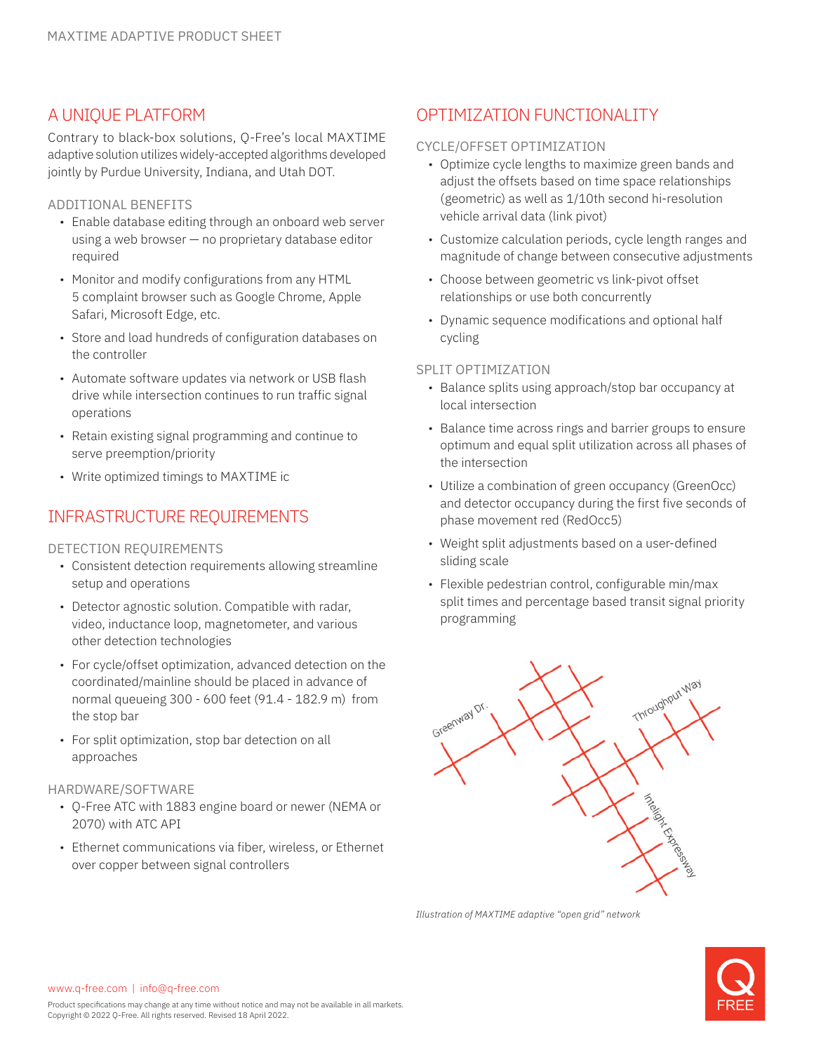## A UNIQUE PLATFORM

Contrary to black-box solutions, Q-Free's local MAXTIME adaptive solution utilizes widely-accepted algorithms developed jointly by Purdue University, Indiana, and Utah DOT.

### ADDITIONAL BENEFITS

- Enable database editing through an onboard web server using a web browser — no proprietary database editor required
- Monitor and modify configurations from any HTML 5 complaint browser such as Google Chrome, Apple Safari, Microsoft Edge, etc.
- Store and load hundreds of configuration databases on the controller
- Automate software updates via network or USB flash drive while intersection continues to run traffic signal operations
- Retain existing signal programming and continue to serve preemption/priority
- Write optimized timings to MAXTIME ic

## INFRASTRUCTURE REQUIREMENTS

### DETECTION REQUIREMENTS

- Consistent detection requirements allowing streamline setup and operations
- Detector agnostic solution. Compatible with radar, video, inductance loop, magnetometer, and various other detection technologies
- For cycle/offset optimization, advanced detection on the coordinated/mainline should be placed in advance of normal queueing 300 - 600 feet (91.4 - 182.9 m) from the stop bar
- For split optimization, stop bar detection on all approaches

### HARDWARE/SOFTWARE

- Q-Free ATC with 1883 engine board or newer (NEMA or 2070) with ATC API
- Ethernet communications via fiber, wireless, or Ethernet over copper between signal controllers

## OPTIMIZATION FUNCTIONALITY

### CYCLE/OFFSET OPTIMIZATION

- Optimize cycle lengths to maximize green bands and adjust the offsets based on time space relationships (geometric) as well as 1/10th second hi-resolution vehicle arrival data (link pivot)
- Customize calculation periods, cycle length ranges and magnitude of change between consecutive adjustments
- Choose between geometric vs link-pivot offset relationships or use both concurrently
- Dynamic sequence modifications and optional half cycling

### SPLIT OPTIMIZATION

- Balance splits using approach/stop bar occupancy at local intersection
- Balance time across rings and barrier groups to ensure optimum and equal split utilization across all phases of the intersection
- Utilize a combination of green occupancy (GreenOcc) and detector occupancy during the first five seconds of phase movement red (RedOcc5)
- Weight split adjustments based on a user-defined sliding scale
- Flexible pedestrian control, configurable min/max split times and percentage based transit signal priority programming

Greenway Dr.

Throughput Way

Inteligent Expressway

*Illustration of MAXTIME adaptive "open grid" network*

www.q-free.com | info@q-free.com

Product specifications may change at any time without notice and may not be available in all markets.
Copyright © 2022 Q-Free. All rights reserved. Revised 18 April 2022.